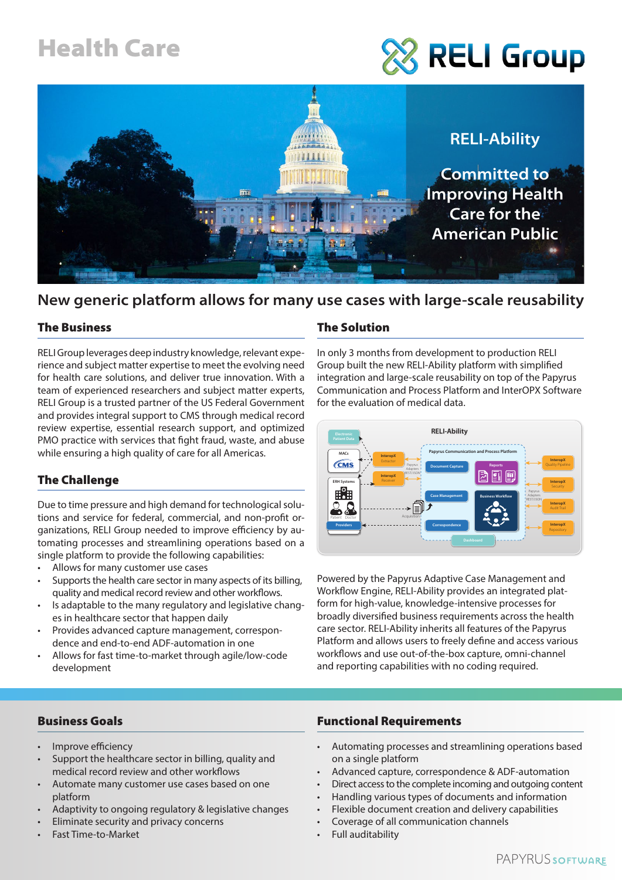# Health Care

RELI Group

RELI-Ability

Committed to Improving Health Care for the American Public

## New generic platform allows for many use cases with large-scale reusability

### The Business

RELI Group leverages deep industry knowledge, relevant experience and subject matter expertise to meet the evolving need for health care solutions, and deliver true innovation. With a team of experienced researchers and subject matter experts, RELI Group is a trusted partner of the US Federal Government and provides integral support to CMS through medical record review expertise, essential research support, and optimized PMO practice with services that fight fraud, waste, and abuse while ensuring a high quality of care for all Americas.

### The Challenge

Due to time pressure and high demand for technological solutions and service for federal, commercial, and non-profit organizations, RELI Group needed to improve efficiency by automating processes and streamlining operations based on a single platform to provide the following capabilities:

- Allows for many customer use cases
- Supports the health care sector in many aspects of its billing, quality and medical record review and other workflows.
- Is adaptable to the many regulatory and legislative changes in healthcare sector that happen daily
- Provides advanced capture management, correspondence and end-to-end ADF-automation in one
- Allows for fast time-to-market through agile/low-code development

### The Solution

In only 3 months from development to production RELI Group built the new RELI-Ability platform with simplified integration and large-scale reusability on top of the Papyrus Communication and Process Platform and InterOPX Software for the evaluation of medical data.

Powered by the Papyrus Adaptive Case Management and Workflow Engine, RELI-Ability provides an integrated platform for high-value, knowledge-intensive processes for broadly diversified business requirements across the health care sector. RELI-Ability inherits all features of the Papyrus Platform and allows users to freely define and access various workflows and use out-of-the-box capture, omni-channel and reporting capabilities with no coding required.

### Business Goals

- Improve efficiency
- Support the healthcare sector in billing, quality and medical record review and other workflows
- Automate many customer use cases based on one platform
- Adaptivity to ongoing regulatory & legislative changes
- Eliminate security and privacy concerns
- Fast Time-to-Market

### Functional Requirements

- Automating processes and streamlining operations based on a single platform
- Advanced capture, correspondence & ADF-automation
- Direct access to the complete incoming and outgoing content
- Handling various types of documents and information
- Flexible document creation and delivery capabilities
- Coverage of all communication channels
- Full auditability

PAPYRUS SOFTWARE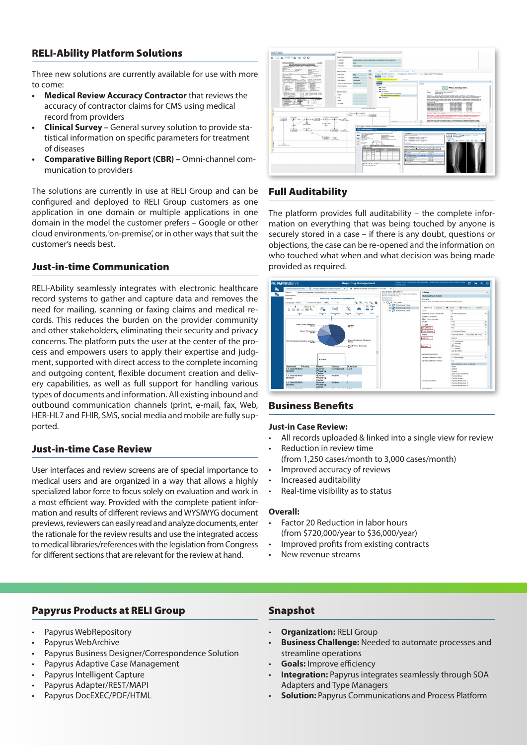## RELI-Ability Platform Solutions

Three new solutions are currently available for use with more to come:

- **Medical Review Accuracy Contractor** that reviews the accuracy of contractor claims for CMS using medical record from providers
- **Clinical Survey –** General survey solution to provide statistical information on specific parameters for treatment of diseases
- **Comparative Billing Report (CBR) –** Omni-channel communication to providers

The solutions are currently in use at RELI Group and can be configured and deployed to RELI Group customers as one application in one domain or multiple applications in one domain in the model the customer prefers – Google or other cloud environments, 'on-premise', or in other ways that suit the customer's needs best.

## Just-in-time Communication

RELI-Ability seamlessly integrates with electronic healthcare record systems to gather and capture data and removes the need for mailing, scanning or faxing claims and medical records. This reduces the burden on the provider community and other stakeholders, eliminating their security and privacy concerns. The platform puts the user at the center of the process and empowers users to apply their expertise and judgment, supported with direct access to the complete incoming and outgoing content, flexible document creation and delivery capabilities, as well as full support for handling various types of documents and information. All existing inbound and outbound communication channels (print, e-mail, fax, Web, HER-HL7 and FHIR, SMS, social media and mobile are fully supported.

## Just-in-time Case Review

User interfaces and review screens are of special importance to medical users and are organized in a way that allows a highly specialized labor force to focus solely on evaluation and work in a most efficient way. Provided with the complete patient information and results of different reviews and WYSIWYG document previews, reviewers can easily read and analyze documents, enter the rationale for the review results and use the integrated access to medical libraries/references with the legislation from Congress for different sections that are relevant for the review at hand.

## Full Auditability

The platform provides full auditability – the complete information on everything that was being touched by anyone is securely stored in a case – if there is any doubt, questions or objections, the case can be re-opened and the information on who touched what when and what decision was being made provided as required.

## Business Benefits

**Just-in Case Review:**

- All records uploaded & linked into a single view for review
- Reduction in review time (from 1,250 cases/month to 3,000 cases/month)
- Improved accuracy of reviews
- Increased auditability
- Real-time visibility as to status

**Overall:**

- Factor 20 Reduction in labor hours (from $720,000/year to $36,000/year)
- Improved profits from existing contracts
- New revenue streams

## Papyrus Products at RELI Group

- Papyrus WebRepository
- Papyrus WebArchive
- Papyrus Business Designer/Correspondence Solution
- Papyrus Adaptive Case Management
- Papyrus Intelligent Capture
- Papyrus Adapter/REST/MAPI
- Papyrus DocEXEC/PDF/HTML

## Snapshot

- **Organization:** RELI Group
- **Business Challenge:** Needed to automate processes and streamline operations
- **Goals:** Improve efficiency
- **Integration:** Papyrus integrates seamlessly through SOA Adapters and Type Managers
- **Solution:** Papyrus Communications and Process Platform